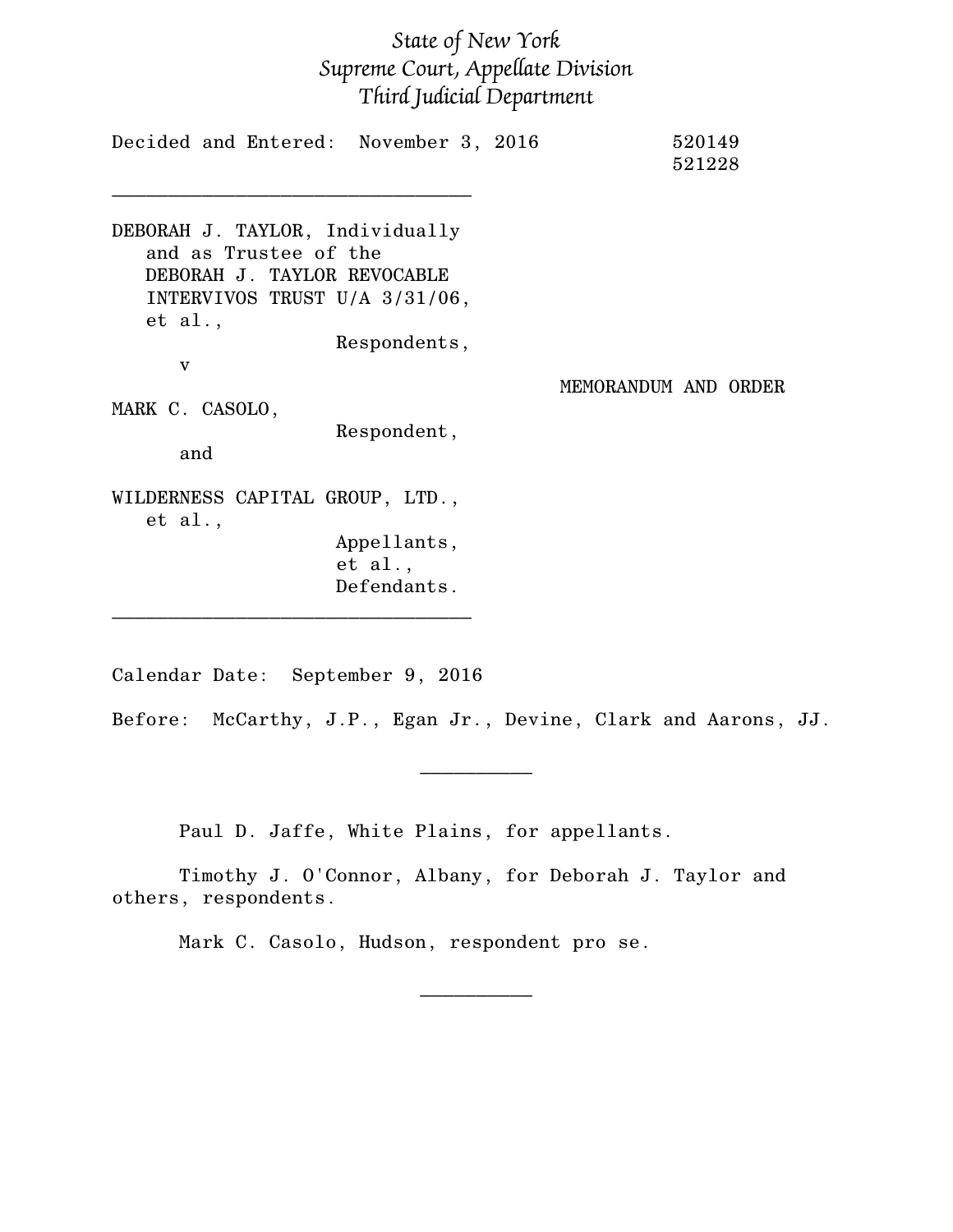*State of New York*
*Supreme Court, Appellate Division*
*Third Judicial Department*

Decided and Entered: November 3, 2016 520149
521228

________________________________

DEBORAH J. TAYLOR, Individually
and as Trustee of the
DEBORAH J. TAYLOR REVOCABLE
INTERVIVOS TRUST U/A 3/31/06,
et al.,
Respondents,
v

MEMORANDUM AND ORDER

MARK C. CASOLO,
Respondent,
and

WILDERNESS CAPITAL GROUP, LTD.,
et al.,
Appellants,
et al.,
Defendants.

________________________________

Calendar Date: September 9, 2016

Before: McCarthy, J.P., Egan Jr., Devine, Clark and Aarons, JJ.

__________

Paul D. Jaffe, White Plains, for appellants.

Timothy J. O'Connor, Albany, for Deborah J. Taylor and others, respondents.

Mark C. Casolo, Hudson, respondent pro se.

__________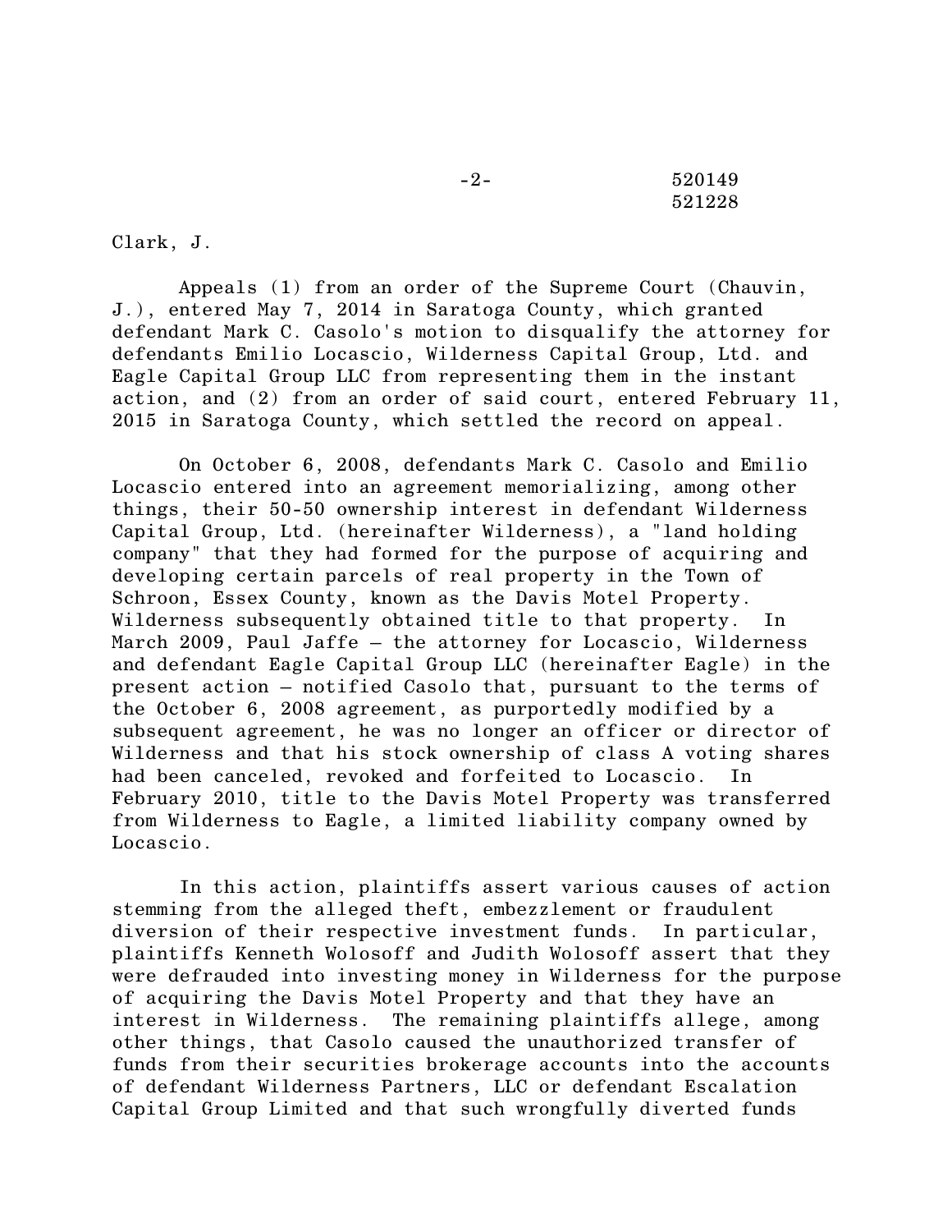Clark, J.

Appeals (1) from an order of the Supreme Court (Chauvin, J.), entered May 7, 2014 in Saratoga County, which granted defendant Mark C. Casolo's motion to disqualify the attorney for defendants Emilio Locascio, Wilderness Capital Group, Ltd. and Eagle Capital Group LLC from representing them in the instant action, and (2) from an order of said court, entered February 11, 2015 in Saratoga County, which settled the record on appeal.

On October 6, 2008, defendants Mark C. Casolo and Emilio Locascio entered into an agreement memorializing, among other things, their 50-50 ownership interest in defendant Wilderness Capital Group, Ltd. (hereinafter Wilderness), a "land holding company" that they had formed for the purpose of acquiring and developing certain parcels of real property in the Town of Schroon, Essex County, known as the Davis Motel Property. Wilderness subsequently obtained title to that property. In March 2009, Paul Jaffe – the attorney for Locascio, Wilderness and defendant Eagle Capital Group LLC (hereinafter Eagle) in the present action – notified Casolo that, pursuant to the terms of the October 6, 2008 agreement, as purportedly modified by a subsequent agreement, he was no longer an officer or director of Wilderness and that his stock ownership of class A voting shares had been canceled, revoked and forfeited to Locascio. In February 2010, title to the Davis Motel Property was transferred from Wilderness to Eagle, a limited liability company owned by Locascio.

In this action, plaintiffs assert various causes of action stemming from the alleged theft, embezzlement or fraudulent diversion of their respective investment funds. In particular, plaintiffs Kenneth Wolosoff and Judith Wolosoff assert that they were defrauded into investing money in Wilderness for the purpose of acquiring the Davis Motel Property and that they have an interest in Wilderness. The remaining plaintiffs allege, among other things, that Casolo caused the unauthorized transfer of funds from their securities brokerage accounts into the accounts of defendant Wilderness Partners, LLC or defendant Escalation Capital Group Limited and that such wrongfully diverted funds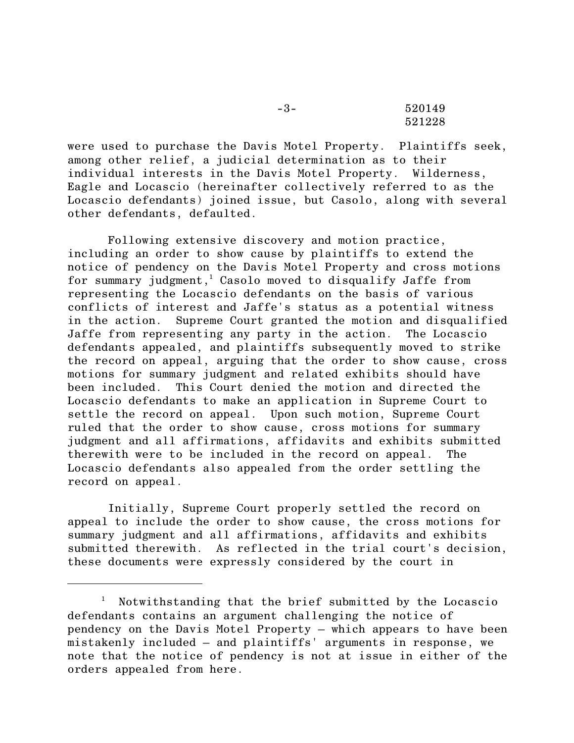were used to purchase the Davis Motel Property. Plaintiffs seek, among other relief, a judicial determination as to their individual interests in the Davis Motel Property. Wilderness, Eagle and Locascio (hereinafter collectively referred to as the Locascio defendants) joined issue, but Casolo, along with several other defendants, defaulted.

Following extensive discovery and motion practice, including an order to show cause by plaintiffs to extend the notice of pendency on the Davis Motel Property and cross motions for summary judgment,[1] Casolo moved to disqualify Jaffe from representing the Locascio defendants on the basis of various conflicts of interest and Jaffe's status as a potential witness in the action. Supreme Court granted the motion and disqualified Jaffe from representing any party in the action. The Locascio defendants appealed, and plaintiffs subsequently moved to strike the record on appeal, arguing that the order to show cause, cross motions for summary judgment and related exhibits should have been included. This Court denied the motion and directed the Locascio defendants to make an application in Supreme Court to settle the record on appeal. Upon such motion, Supreme Court ruled that the order to show cause, cross motions for summary judgment and all affirmations, affidavits and exhibits submitted therewith were to be included in the record on appeal. The Locascio defendants also appealed from the order settling the record on appeal.

Initially, Supreme Court properly settled the record on appeal to include the order to show cause, the cross motions for summary judgment and all affirmations, affidavits and exhibits submitted therewith. As reflected in the trial court's decision, these documents were expressly considered by the court in

---

[1] Notwithstanding that the brief submitted by the Locascio defendants contains an argument challenging the notice of pendency on the Davis Motel Property – which appears to have been mistakenly included – and plaintiffs' arguments in response, we note that the notice of pendency is not at issue in either of the orders appealed from here.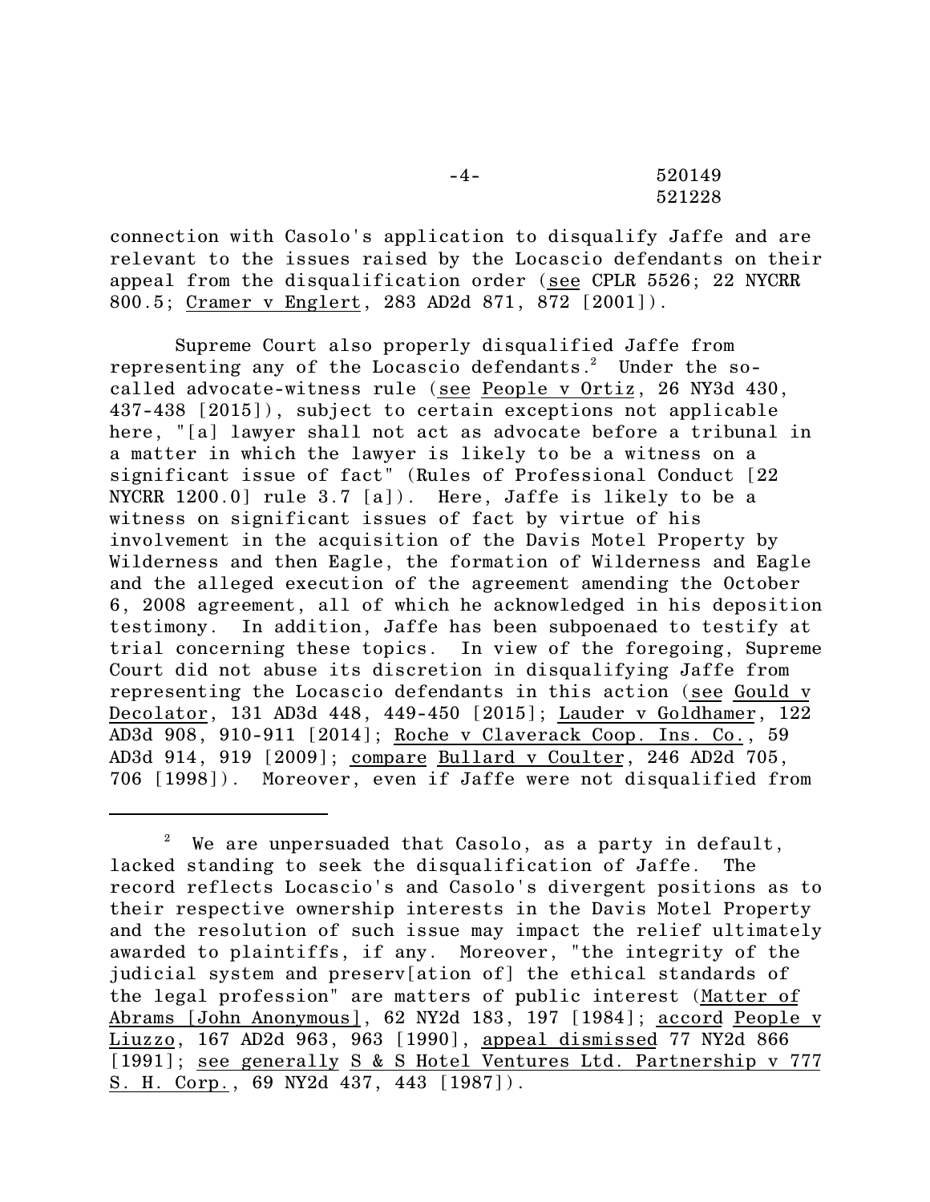connection with Casolo's application to disqualify Jaffe and are relevant to the issues raised by the Locascio defendants on their appeal from the disqualification order (see CPLR 5526; 22 NYCRR 800.5; Cramer v Englert, 283 AD2d 871, 872 [2001]).

Supreme Court also properly disqualified Jaffe from representing any of the Locascio defendants.[2] Under the so-called advocate-witness rule (see People v Ortiz, 26 NY3d 430, 437-438 [2015]), subject to certain exceptions not applicable here, "[a] lawyer shall not act as advocate before a tribunal in a matter in which the lawyer is likely to be a witness on a significant issue of fact" (Rules of Professional Conduct [22 NYCRR 1200.0] rule 3.7 [a]). Here, Jaffe is likely to be a witness on significant issues of fact by virtue of his involvement in the acquisition of the Davis Motel Property by Wilderness and then Eagle, the formation of Wilderness and Eagle and the alleged execution of the agreement amending the October 6, 2008 agreement, all of which he acknowledged in his deposition testimony. In addition, Jaffe has been subpoenaed to testify at trial concerning these topics. In view of the foregoing, Supreme Court did not abuse its discretion in disqualifying Jaffe from representing the Locascio defendants in this action (see Gould v Decolator, 131 AD3d 448, 449-450 [2015]; Lauder v Goldhamer, 122 AD3d 908, 910-911 [2014]; Roche v Claverack Coop. Ins. Co., 59 AD3d 914, 919 [2009]; compare Bullard v Coulter, 246 AD2d 705, 706 [1998]). Moreover, even if Jaffe were not disqualified from

---

[2] We are unpersuaded that Casolo, as a party in default, lacked standing to seek the disqualification of Jaffe. The record reflects Locascio's and Casolo's divergent positions as to their respective ownership interests in the Davis Motel Property and the resolution of such issue may impact the relief ultimately awarded to plaintiffs, if any. Moreover, "the integrity of the judicial system and preserv[ation of] the ethical standards of the legal profession" are matters of public interest (Matter of Abrams [John Anonymous], 62 NY2d 183, 197 [1984]; accord People v Liuzzo, 167 AD2d 963, 963 [1990], appeal dismissed 77 NY2d 866 [1991]; see generally S & S Hotel Ventures Ltd. Partnership v 777 S. H. Corp., 69 NY2d 437, 443 [1987]).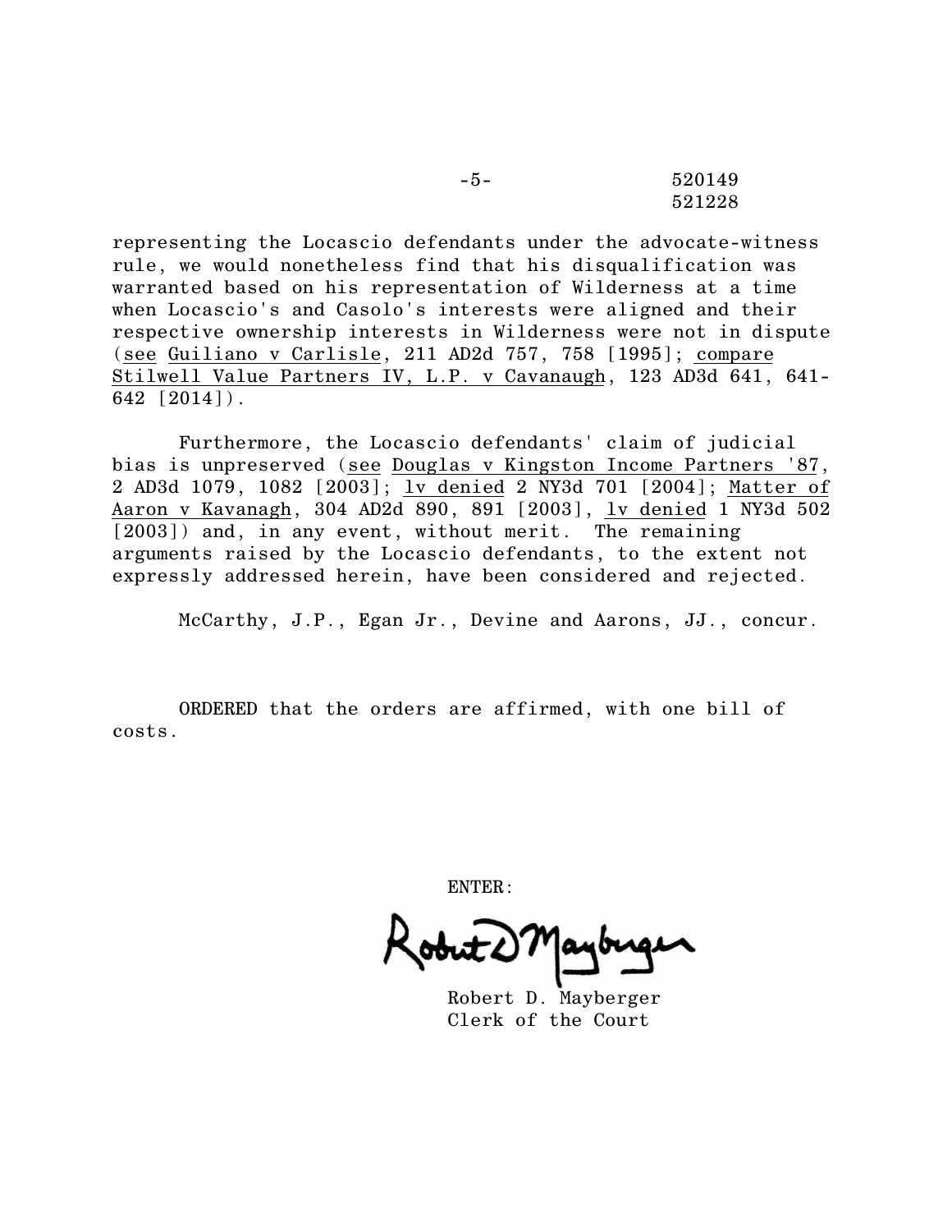representing the Locascio defendants under the advocate-witness rule, we would nonetheless find that his disqualification was warranted based on his representation of Wilderness at a time when Locascio's and Casolo's interests were aligned and their respective ownership interests in Wilderness were not in dispute (see Guiliano v Carlisle, 211 AD2d 757, 758 [1995]; compare Stilwell Value Partners IV, L.P. v Cavanaugh, 123 AD3d 641, 641-642 [2014]).

Furthermore, the Locascio defendants' claim of judicial bias is unpreserved (see Douglas v Kingston Income Partners '87, 2 AD3d 1079, 1082 [2003]; lv denied 2 NY3d 701 [2004]; Matter of Aaron v Kavanagh, 304 AD2d 890, 891 [2003], lv denied 1 NY3d 502 [2003]) and, in any event, without merit. The remaining arguments raised by the Locascio defendants, to the extent not expressly addressed herein, have been considered and rejected.

McCarthy, J.P., Egan Jr., Devine and Aarons, JJ., concur.

ORDERED that the orders are affirmed, with one bill of costs.

ENTER:

Robert D. Mayberger
Clerk of the Court